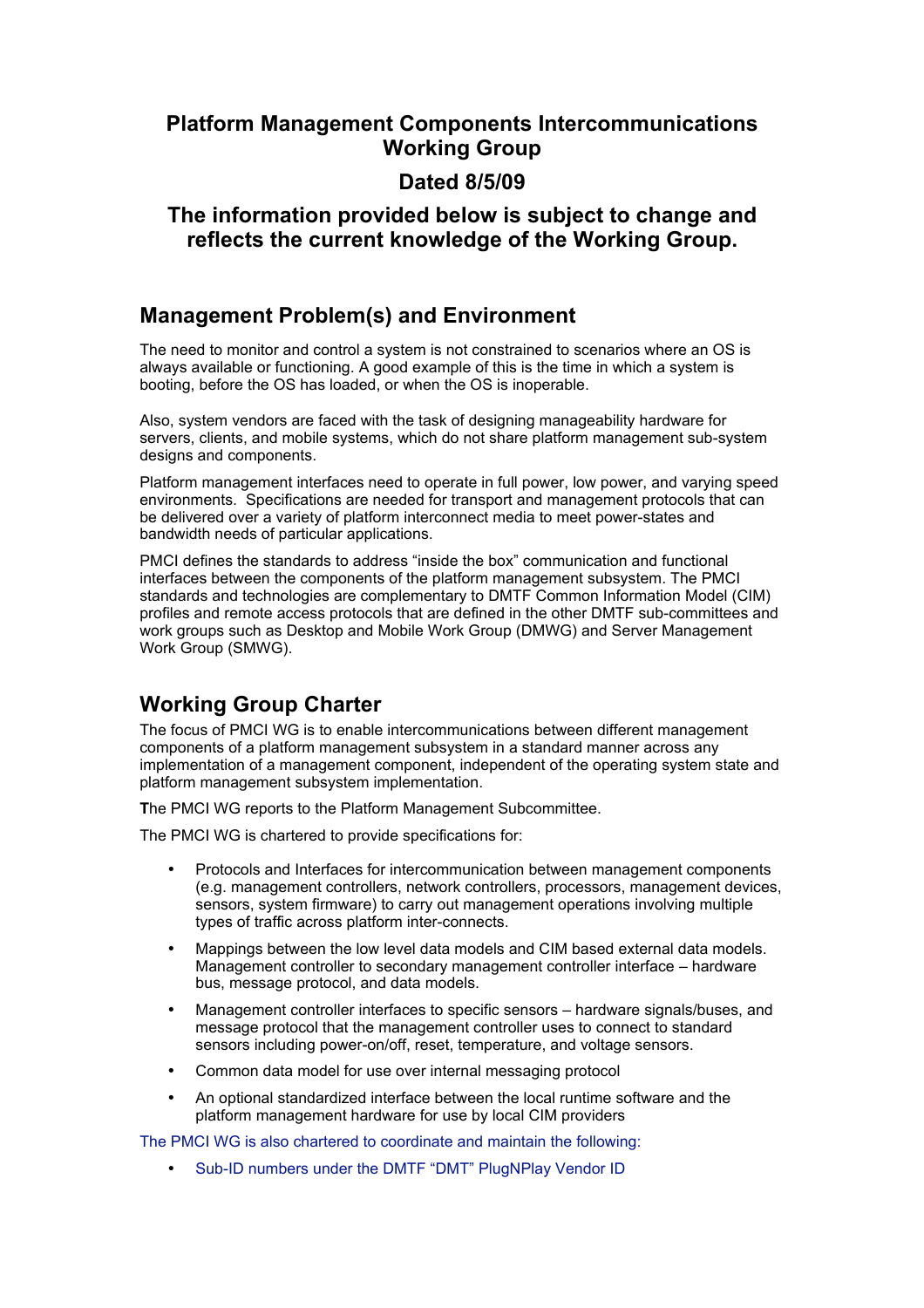# Platform Management Components Intercommunications Working Group

## Dated 8/5/09

## The information provided below is subject to change and reflects the current knowledge of the Working Group.

## Management Problem(s) and Environment

The need to monitor and control a system is not constrained to scenarios where an OS is always available or functioning. A good example of this is the time in which a system is booting, before the OS has loaded, or when the OS is inoperable.

Also, system vendors are faced with the task of designing manageability hardware for servers, clients, and mobile systems, which do not share platform management sub-system designs and components.

Platform management interfaces need to operate in full power, low power, and varying speed environments. Specifications are needed for transport and management protocols that can be delivered over a variety of platform interconnect media to meet power-states and bandwidth needs of particular applications.

PMCI defines the standards to address "inside the box" communication and functional interfaces between the components of the platform management subsystem. The PMCI standards and technologies are complementary to DMTF Common Information Model (CIM) profiles and remote access protocols that are defined in the other DMTF sub-committees and work groups such as Desktop and Mobile Work Group (DMWG) and Server Management Work Group (SMWG).

## Working Group Charter

The focus of PMCI WG is to enable intercommunications between different management components of a platform management subsystem in a standard manner across any implementation of a management component, independent of the operating system state and platform management subsystem implementation.

The PMCI WG reports to the Platform Management Subcommittee.

The PMCI WG is chartered to provide specifications for:

- Protocols and Interfaces for intercommunication between management components (e.g. management controllers, network controllers, processors, management devices, sensors, system firmware) to carry out management operations involving multiple types of traffic across platform inter-connects.
- Mappings between the low level data models and CIM based external data models. Management controller to secondary management controller interface – hardware bus, message protocol, and data models.
- Management controller interfaces to specific sensors – hardware signals/buses, and message protocol that the management controller uses to connect to standard sensors including power-on/off, reset, temperature, and voltage sensors.
- Common data model for use over internal messaging protocol
- An optional standardized interface between the local runtime software and the platform management hardware for use by local CIM providers

The PMCI WG is also chartered to coordinate and maintain the following:

- Sub-ID numbers under the DMTF "DMT" PlugNPlay Vendor ID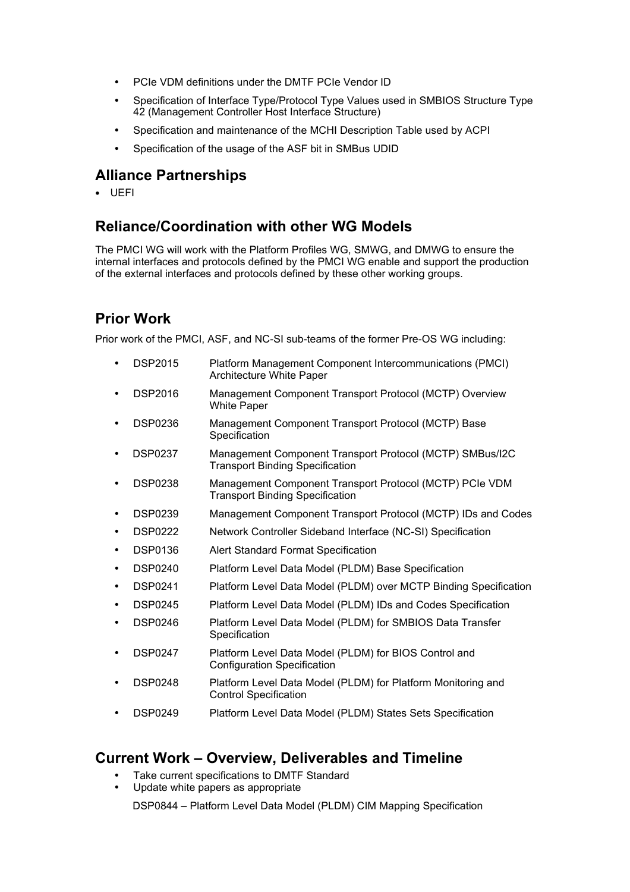- PCIe VDM definitions under the DMTF PCIe Vendor ID
- Specification of Interface Type/Protocol Type Values used in SMBIOS Structure Type 42 (Management Controller Host Interface Structure)
- Specification and maintenance of the MCHI Description Table used by ACPI
- Specification of the usage of the ASF bit in SMBus UDID

## Alliance Partnerships

- UEFI

## Reliance/Coordination with other WG Models

The PMCI WG will work with the Platform Profiles WG, SMWG, and DMWG to ensure the internal interfaces and protocols defined by the PMCI WG enable and support the production of the external interfaces and protocols defined by these other working groups.

## Prior Work

Prior work of the PMCI, ASF, and NC-SI sub-teams of the former Pre-OS WG including:

- DSP2015 Platform Management Component Intercommunications (PMCI) Architecture White Paper
- DSP2016 Management Component Transport Protocol (MCTP) Overview White Paper
- DSP0236 Management Component Transport Protocol (MCTP) Base Specification
- DSP0237 Management Component Transport Protocol (MCTP) SMBus/I2C Transport Binding Specification
- DSP0238 Management Component Transport Protocol (MCTP) PCIe VDM Transport Binding Specification
- DSP0239 Management Component Transport Protocol (MCTP) IDs and Codes
- DSP0222 Network Controller Sideband Interface (NC-SI) Specification
- DSP0136 Alert Standard Format Specification
- DSP0240 Platform Level Data Model (PLDM) Base Specification
- DSP0241 Platform Level Data Model (PLDM) over MCTP Binding Specification
- DSP0245 Platform Level Data Model (PLDM) IDs and Codes Specification
- DSP0246 Platform Level Data Model (PLDM) for SMBIOS Data Transfer Specification
- DSP0247 Platform Level Data Model (PLDM) for BIOS Control and Configuration Specification
- DSP0248 Platform Level Data Model (PLDM) for Platform Monitoring and Control Specification
- DSP0249 Platform Level Data Model (PLDM) States Sets Specification

## Current Work – Overview, Deliverables and Timeline

- Take current specifications to DMTF Standard
- Update white papers as appropriate

DSP0844 – Platform Level Data Model (PLDM) CIM Mapping Specification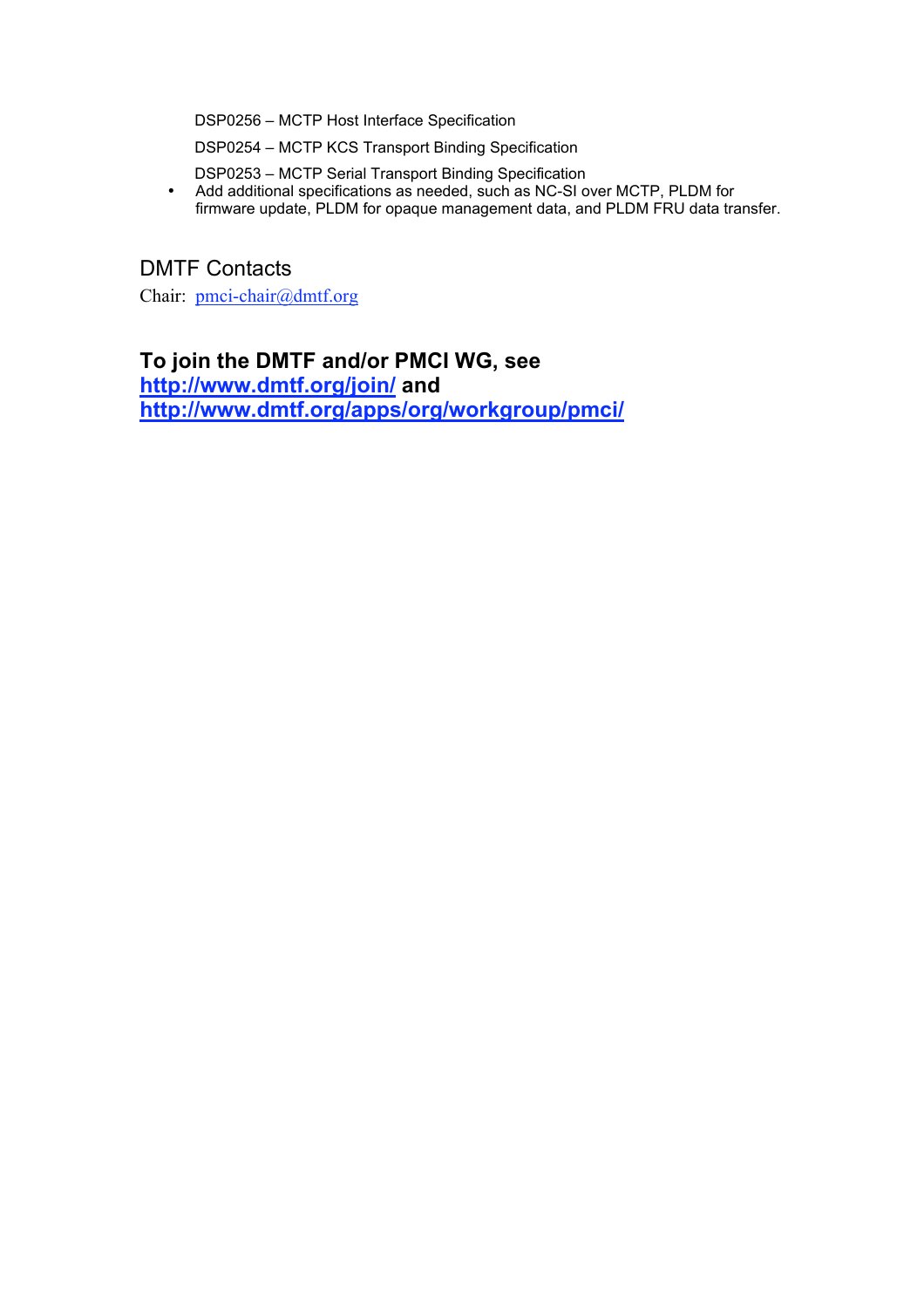DSP0256 – MCTP Host Interface Specification

DSP0254 – MCTP KCS Transport Binding Specification

DSP0253 – MCTP Serial Transport Binding Specification

- Add additional specifications as needed, such as NC-SI over MCTP, PLDM for firmware update, PLDM for opaque management data, and PLDM FRU data transfer.

## DMTF Contacts

Chair: pmci-chair@dmtf.org

### To join the DMTF and/or PMCI WG, see http://www.dmtf.org/join/ and http://www.dmtf.org/apps/org/workgroup/pmci/